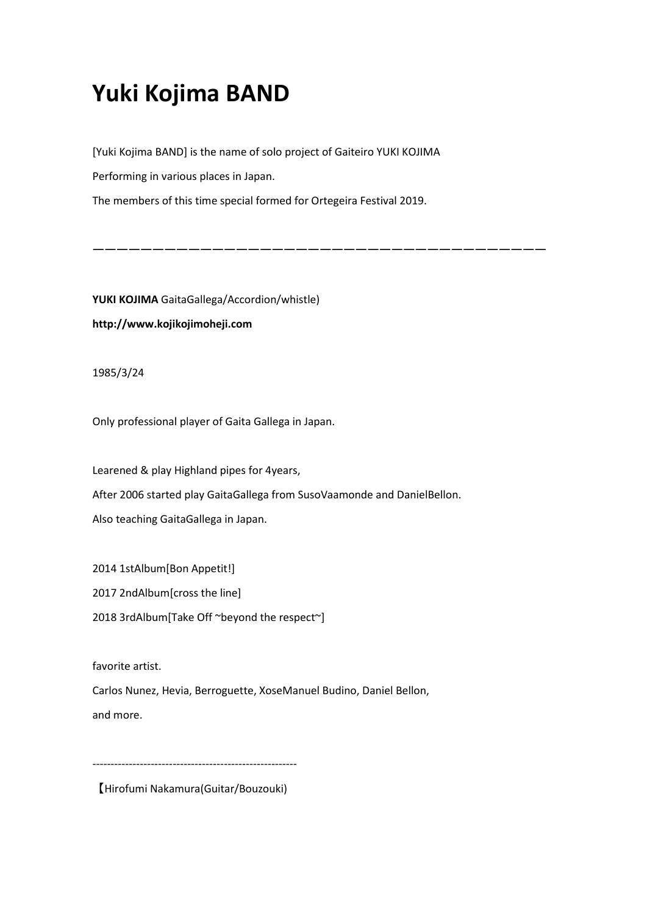# Yuki Kojima BAND

[Yuki Kojima BAND] is the name of solo project of Gaiteiro YUKI KOJIMA

Performing in various places in Japan.

The members of this time special formed for Ortegeira Festival 2019.

———————————————————————————————————————

**YUKI KOJIMA** GaitaGallega/Accordion/whistle)

**http://www.kojikojimoheji.com**

1985/3/24

Only professional player of Gaita Gallega in Japan.

Learened & play Highland pipes for 4years,

After 2006 started play GaitaGallega from SusoVaamonde and DanielBellon.

Also teaching GaitaGallega in Japan.

2014 1stAlbum[Bon Appetit!]

2017 2ndAlbum[cross the line]

2018 3rdAlbum[Take Off ~beyond the respect~]

favorite artist.

Carlos Nunez, Hevia, Berroguette, XoseManuel Budino, Daniel Bellon,

and more.

---------------------------------------------------------

【Hirofumi Nakamura(Guitar/Bouzouki)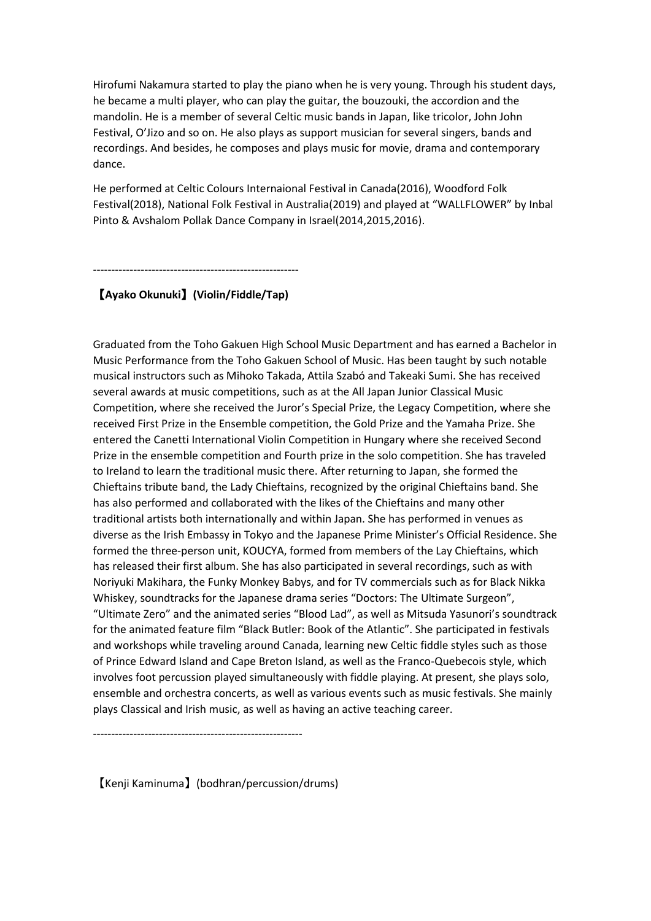Hirofumi Nakamura started to play the piano when he is very young. Through his student days, he became a multi player, who can play the guitar, the bouzouki, the accordion and the mandolin. He is a member of several Celtic music bands in Japan, like tricolor, John John Festival, O'Jizo and so on. He also plays as support musician for several singers, bands and recordings. And besides, he composes and plays music for movie, drama and contemporary dance.

He performed at Celtic Colours Internaional Festival in Canada(2016), Woodford Folk Festival(2018), National Folk Festival in Australia(2019) and played at "WALLFLOWER" by Inbal Pinto & Avshalom Pollak Dance Company in Israel(2014,2015,2016).

--------------------------------------------------------

**【Ayako Okunuki】(Violin/Fiddle/Tap)**

Graduated from the Toho Gakuen High School Music Department and has earned a Bachelor in Music Performance from the Toho Gakuen School of Music. Has been taught by such notable musical instructors such as Mihoko Takada, Attila Szabó and Takeaki Sumi. She has received several awards at music competitions, such as at the All Japan Junior Classical Music Competition, where she received the Juror's Special Prize, the Legacy Competition, where she received First Prize in the Ensemble competition, the Gold Prize and the Yamaha Prize. She entered the Canetti International Violin Competition in Hungary where she received Second Prize in the ensemble competition and Fourth prize in the solo competition. She has traveled to Ireland to learn the traditional music there. After returning to Japan, she formed the Chieftains tribute band, the Lady Chieftains, recognized by the original Chieftains band. She has also performed and collaborated with the likes of the Chieftains and many other traditional artists both internationally and within Japan. She has performed in venues as diverse as the Irish Embassy in Tokyo and the Japanese Prime Minister's Official Residence. She formed the three-person unit, KOUCYA, formed from members of the Lay Chieftains, which has released their first album. She has also participated in several recordings, such as with Noriyuki Makihara, the Funky Monkey Babys, and for TV commercials such as for Black Nikka Whiskey, soundtracks for the Japanese drama series "Doctors: The Ultimate Surgeon", "Ultimate Zero" and the animated series "Blood Lad", as well as Mitsuda Yasunori's soundtrack for the animated feature film "Black Butler: Book of the Atlantic". She participated in festivals and workshops while traveling around Canada, learning new Celtic fiddle styles such as those of Prince Edward Island and Cape Breton Island, as well as the Franco-Quebecois style, which involves foot percussion played simultaneously with fiddle playing. At present, she plays solo, ensemble and orchestra concerts, as well as various events such as music festivals. She mainly plays Classical and Irish music, as well as having an active teaching career.

---------------------------------------------------------

【Kenji Kaminuma】(bodhran/percussion/drums)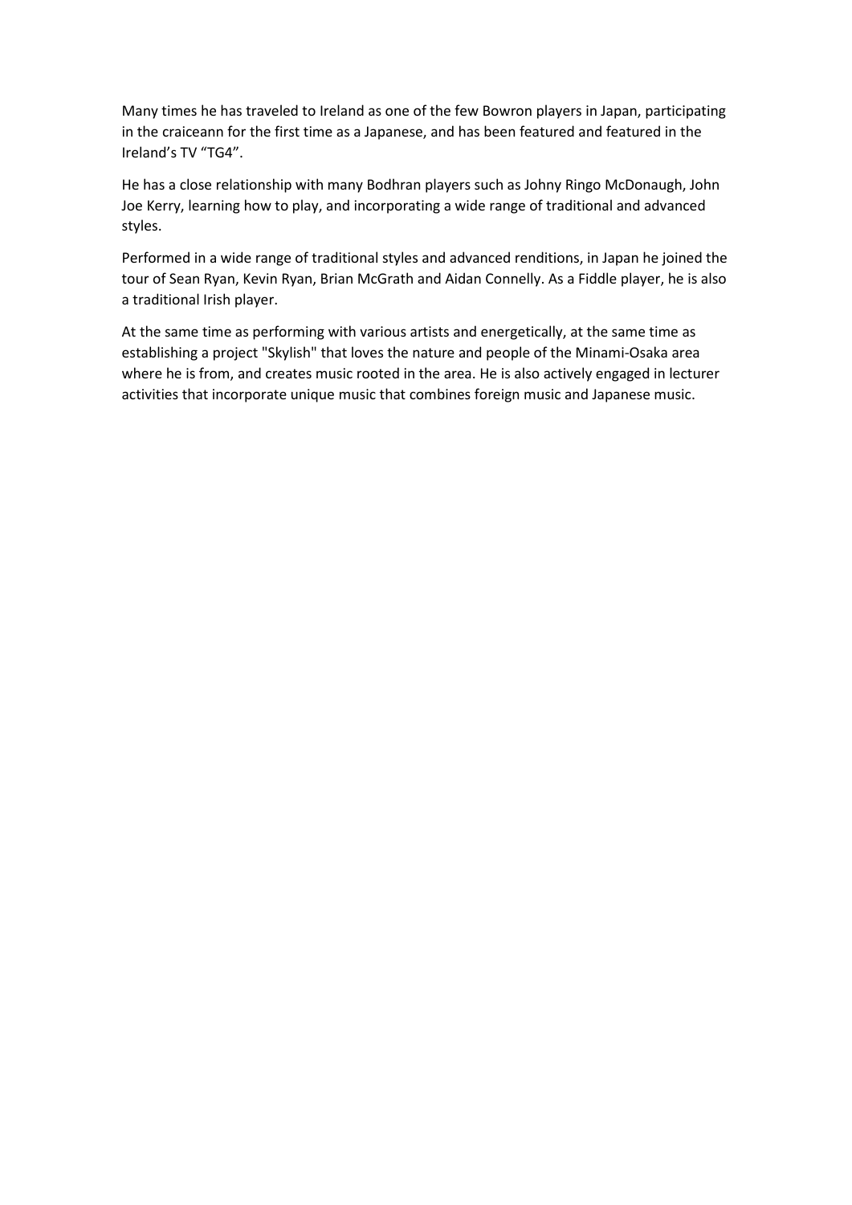Many times he has traveled to Ireland as one of the few Bowron players in Japan, participating in the craiceann for the first time as a Japanese, and has been featured and featured in the Ireland's TV "TG4".

He has a close relationship with many Bodhran players such as Johny Ringo McDonaugh, John Joe Kerry, learning how to play, and incorporating a wide range of traditional and advanced styles.

Performed in a wide range of traditional styles and advanced renditions, in Japan he joined the tour of Sean Ryan, Kevin Ryan, Brian McGrath and Aidan Connelly. As a Fiddle player, he is also a traditional Irish player.

At the same time as performing with various artists and energetically, at the same time as establishing a project "Skylish" that loves the nature and people of the Minami-Osaka area where he is from, and creates music rooted in the area. He is also actively engaged in lecturer activities that incorporate unique music that combines foreign music and Japanese music.